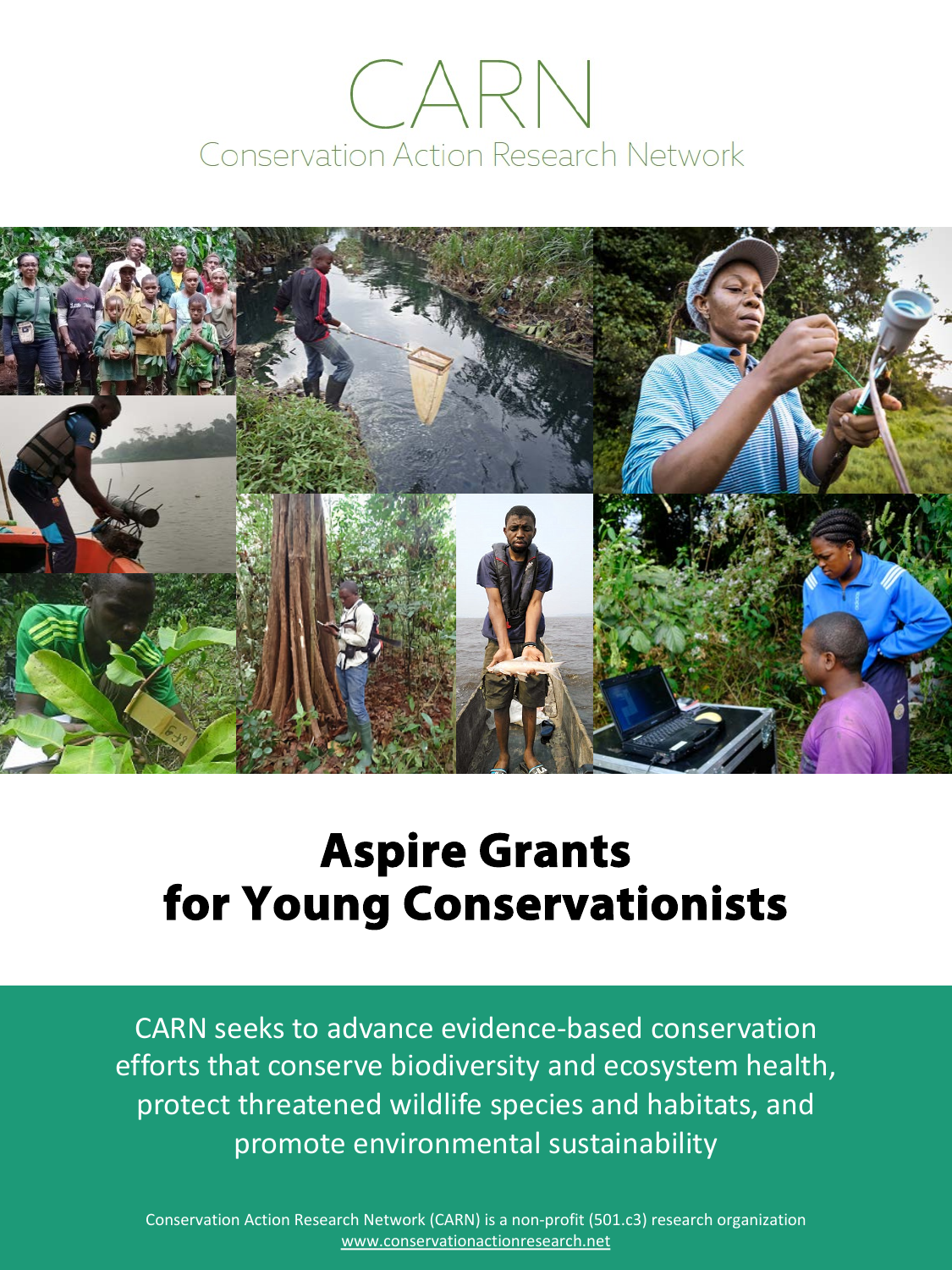# CARN

Conservation Action Research Network

# Aspire Grants for Young Conservationists

CARN seeks to advance evidence-based conservation efforts that conserve biodiversity and ecosystem health, protect threatened wildlife species and habitats, and promote environmental sustainability

Conservation Action Research Network (CARN) is a non-profit (501.c3) research organization
www.conservationactionresearch.net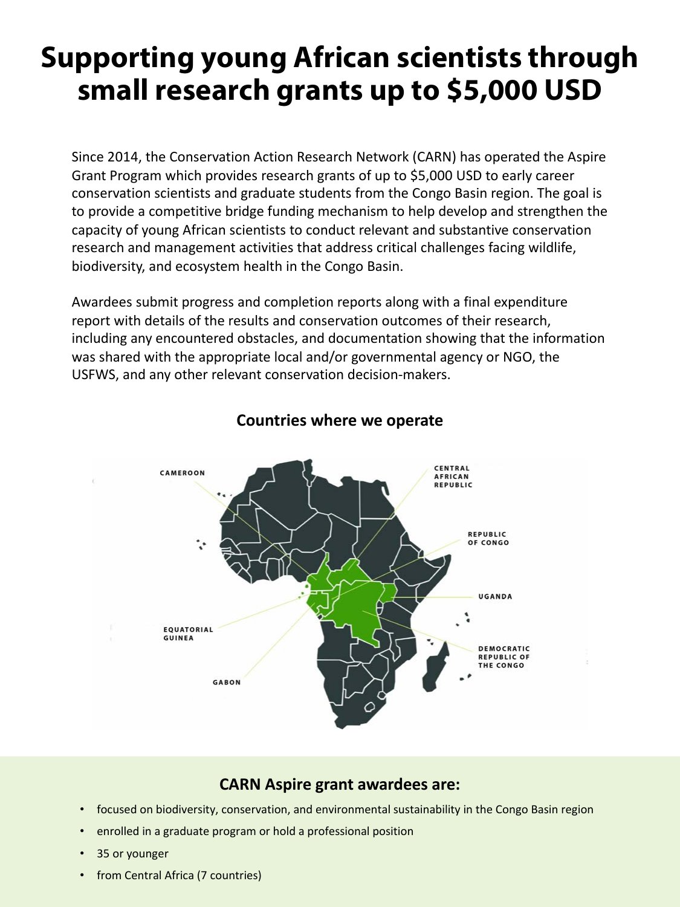# Supporting young African scientists through small research grants up to $5,000 USD

Since 2014, the Conservation Action Research Network (CARN) has operated the Aspire Grant Program which provides research grants of up to $5,000 USD to early career conservation scientists and graduate students from the Congo Basin region. The goal is to provide a competitive bridge funding mechanism to help develop and strengthen the capacity of young African scientists to conduct relevant and substantive conservation research and management activities that address critical challenges facing wildlife, biodiversity, and ecosystem health in the Congo Basin.

Awardees submit progress and completion reports along with a final expenditure report with details of the results and conservation outcomes of their research, including any encountered obstacles, and documentation showing that the information was shared with the appropriate local and/or governmental agency or NGO, the USFWS, and any other relevant conservation decision-makers.

## Countries where we operate

CAMEROON

CENTRAL AFRICAN REPUBLIC

REPUBLIC OF CONGO

UGANDA

EQUATORIAL GUINEA

DEMOCRATIC REPUBLIC OF THE CONGO

GABON

## CARN Aspire grant awardees are:

- focused on biodiversity, conservation, and environmental sustainability in the Congo Basin region
- enrolled in a graduate program or hold a professional position
- 35 or younger
- from Central Africa (7 countries)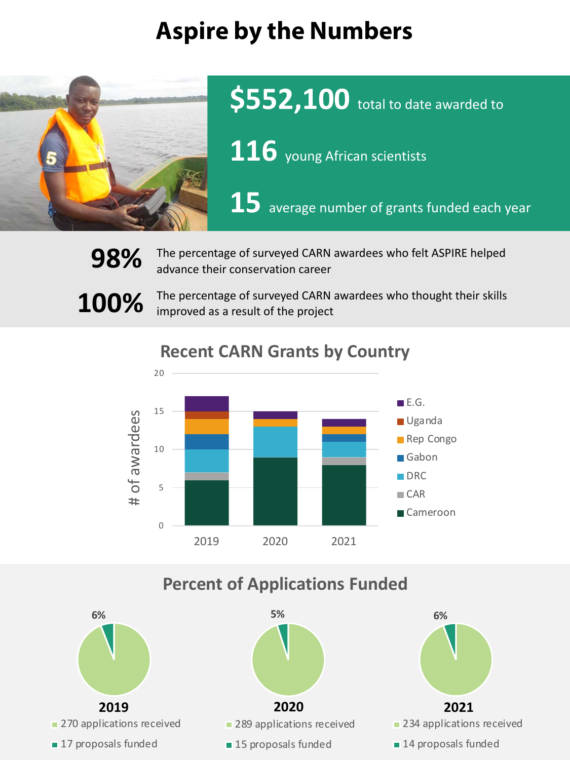# Aspire by the Numbers

**$552,100** total to date awarded to

**116** young African scientists

**15** average number of grants funded each year

**98%** The percentage of surveyed CARN awardees who felt ASPIRE helped advance their conservation career

**100%** The percentage of surveyed CARN awardees who thought their skills improved as a result of the project

## Recent CARN Grants by Country

| Country | 2019 | 2020 | 2021 |
|---|---|---|---|
| Cameroon | 6 | 9 | 8 |
| CAR | 1 | 0 | 1 |
| DRC | 3 | 4 | 2 |
| Gabon | 2 | 0 | 1 |
| Rep Congo | 2 | 1 | 1 |
| Uganda | 1 | 0 | 0 |
| E.G. | 2 | 1 | 1 |

## Percent of Applications Funded

**2019** — 6%
- 270 applications received
- 17 proposals funded

**2020** — 5%
- 289 applications received
- 15 proposals funded

**2021** — 6%
- 234 applications received
- 14 proposals funded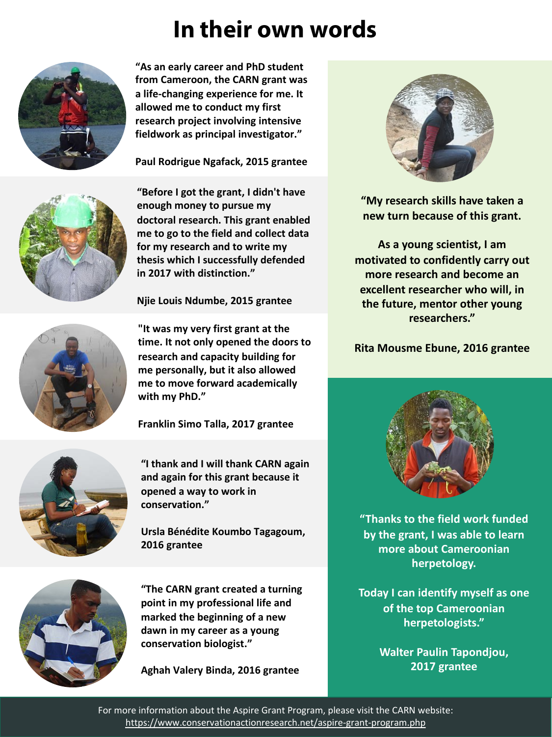# In their own words

**"As an early career and PhD student from Cameroon, the CARN grant was a life-changing experience for me. It allowed me to conduct my first research project involving intensive fieldwork as principal investigator."**

**Paul Rodrigue Ngafack, 2015 grantee**

**"Before I got the grant, I didn't have enough money to pursue my doctoral research. This grant enabled me to go to the field and collect data for my research and to write my thesis which I successfully defended in 2017 with distinction."**

**Njie Louis Ndumbe, 2015 grantee**

**"It was my very first grant at the time. It not only opened the doors to research and capacity building for me personally, but it also allowed me to move forward academically with my PhD."**

**Franklin Simo Talla, 2017 grantee**

**"I thank and I will thank CARN again and again for this grant because it opened a way to work in conservation."**

**Ursla Bénédite Koumbo Tagagoum, 2016 grantee**

**"The CARN grant created a turning point in my professional life and marked the beginning of a new dawn in my career as a young conservation biologist."**

**Aghah Valery Binda, 2016 grantee**

**"My research skills have taken a new turn because of this grant.**

**As a young scientist, I am motivated to confidently carry out more research and become an excellent researcher who will, in the future, mentor other young researchers."**

**Rita Mousme Ebune, 2016 grantee**

**"Thanks to the field work funded by the grant, I was able to learn more about Cameroonian herpetology.**

**Today I can identify myself as one of the top Cameroonian herpetologists."**

**Walter Paulin Tapondjou, 2017 grantee**

For more information about the Aspire Grant Program, please visit the CARN website: https://www.conservationactionresearch.net/aspire-grant-program.php